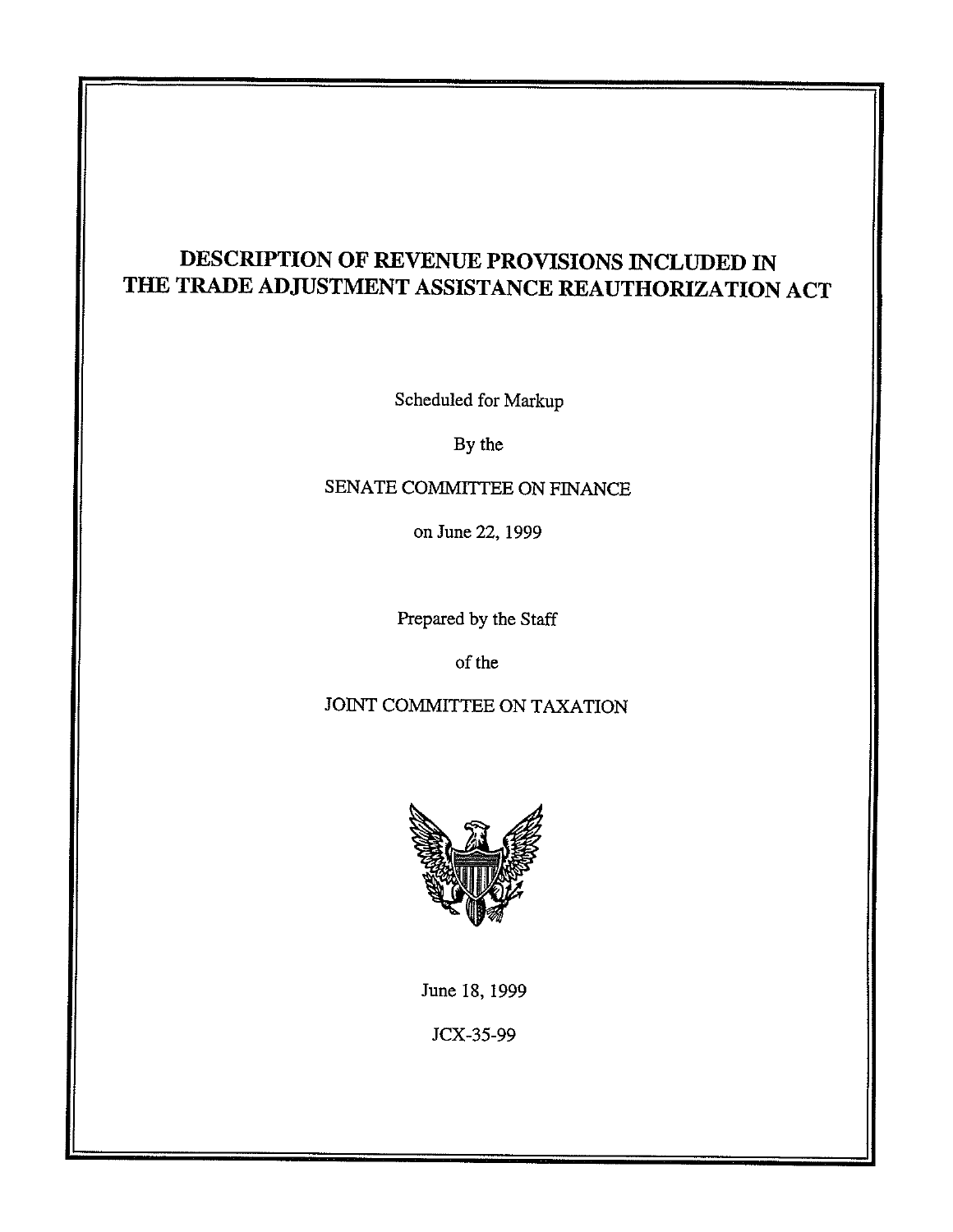# DESCRIPTION OF REVENUE PROVISIONS INCLUDED IN THE TRADE ADJUSTMENT ASSISTANCE REAUTHORIZATION ACT

Scheduled for Markup

By the

SENATE COMMITTEE ON FINANCE

on June 22, 1999

Prepared by the Staff

of the

JOINT COMMITTEE ON TAXATION

June 18, 1999

JCX-35-99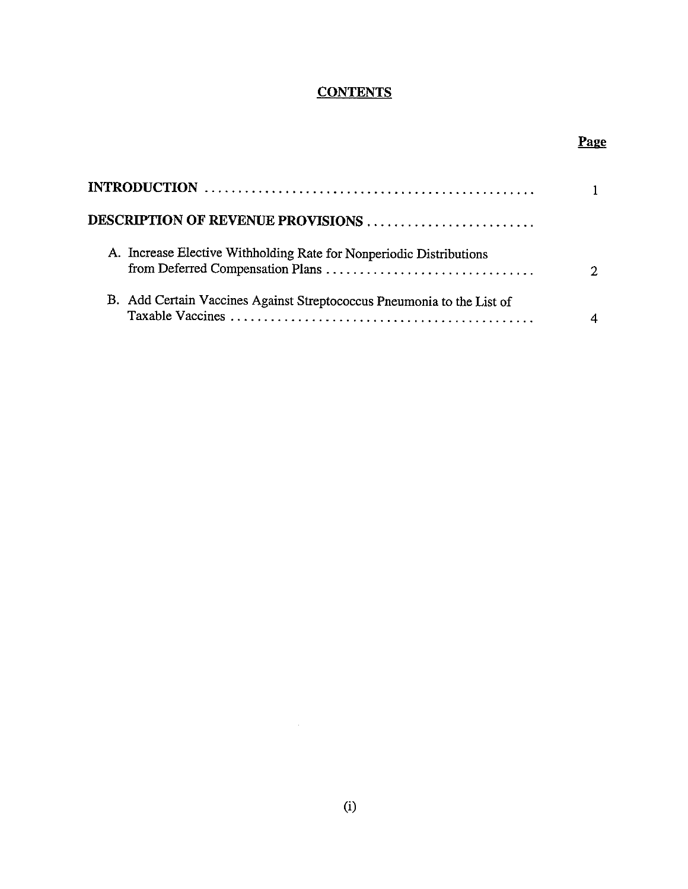# CONTENTS

| | Page |
|---|---|
| **INTRODUCTION** | 1 |
| **DESCRIPTION OF REVENUE PROVISIONS** | |
| A. Increase Elective Withholding Rate for Nonperiodic Distributions from Deferred Compensation Plans | 2 |
| B. Add Certain Vaccines Against Streptococcus Pneumonia to the List of Taxable Vaccines | 4 |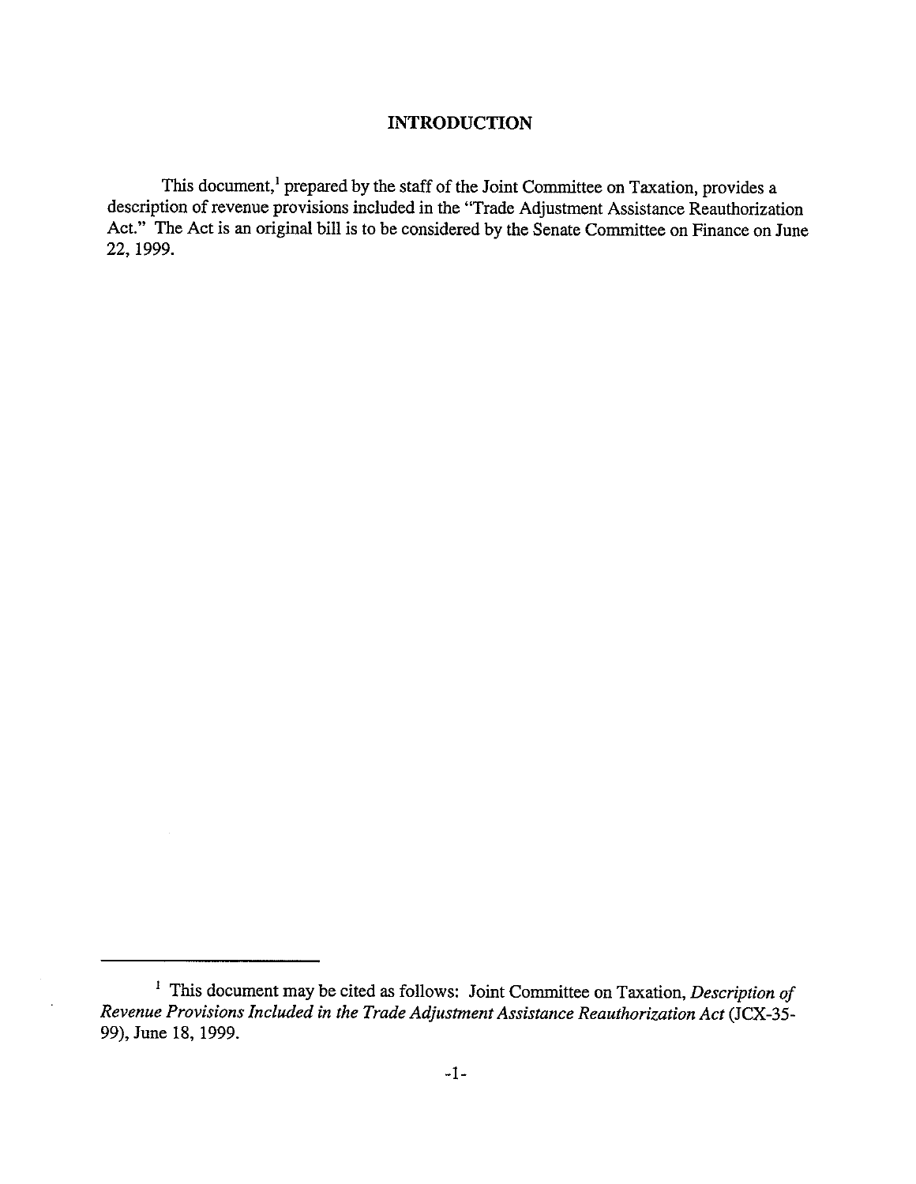# INTRODUCTION

This document,[1] prepared by the staff of the Joint Committee on Taxation, provides a description of revenue provisions included in the "Trade Adjustment Assistance Reauthorization Act." The Act is an original bill is to be considered by the Senate Committee on Finance on June 22, 1999.

---

[1] This document may be cited as follows: Joint Committee on Taxation, *Description of Revenue Provisions Included in the Trade Adjustment Assistance Reauthorization Act* (JCX-35-99), June 18, 1999.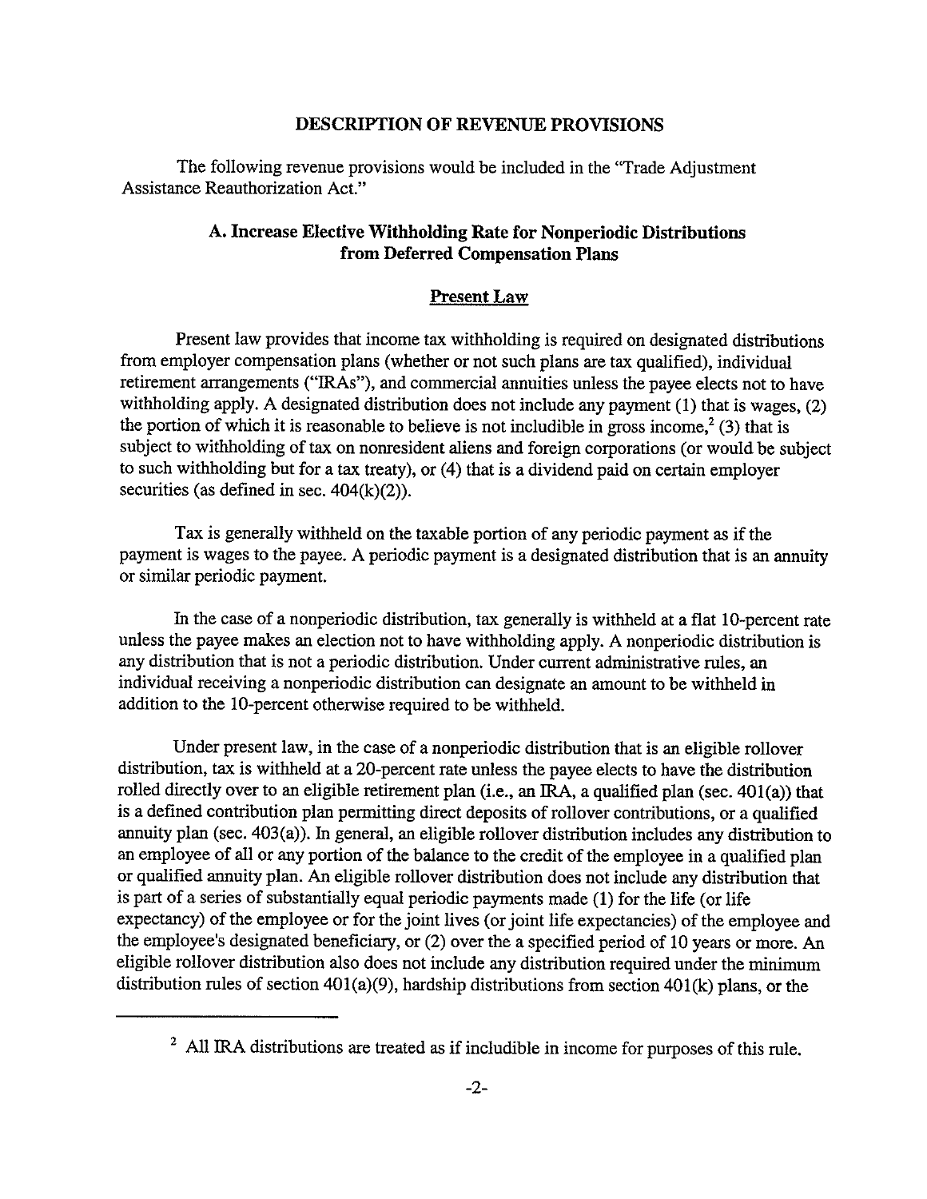## DESCRIPTION OF REVENUE PROVISIONS

The following revenue provisions would be included in the "Trade Adjustment Assistance Reauthorization Act."

### A. Increase Elective Withholding Rate for Nonperiodic Distributions from Deferred Compensation Plans

#### Present Law

Present law provides that income tax withholding is required on designated distributions from employer compensation plans (whether or not such plans are tax qualified), individual retirement arrangements ("IRAs"), and commercial annuities unless the payee elects not to have withholding apply. A designated distribution does not include any payment (1) that is wages, (2) the portion of which it is reasonable to believe is not includible in gross income,[2] (3) that is subject to withholding of tax on nonresident aliens and foreign corporations (or would be subject to such withholding but for a tax treaty), or (4) that is a dividend paid on certain employer securities (as defined in sec. 404(k)(2)).

Tax is generally withheld on the taxable portion of any periodic payment as if the payment is wages to the payee. A periodic payment is a designated distribution that is an annuity or similar periodic payment.

In the case of a nonperiodic distribution, tax generally is withheld at a flat 10-percent rate unless the payee makes an election not to have withholding apply. A nonperiodic distribution is any distribution that is not a periodic distribution. Under current administrative rules, an individual receiving a nonperiodic distribution can designate an amount to be withheld in addition to the 10-percent otherwise required to be withheld.

Under present law, in the case of a nonperiodic distribution that is an eligible rollover distribution, tax is withheld at a 20-percent rate unless the payee elects to have the distribution rolled directly over to an eligible retirement plan (i.e., an IRA, a qualified plan (sec. 401(a)) that is a defined contribution plan permitting direct deposits of rollover contributions, or a qualified annuity plan (sec. 403(a)). In general, an eligible rollover distribution includes any distribution to an employee of all or any portion of the balance to the credit of the employee in a qualified plan or qualified annuity plan. An eligible rollover distribution does not include any distribution that is part of a series of substantially equal periodic payments made (1) for the life (or life expectancy) of the employee or for the joint lives (or joint life expectancies) of the employee and the employee's designated beneficiary, or (2) over the a specified period of 10 years or more. An eligible rollover distribution also does not include any distribution required under the minimum distribution rules of section 401(a)(9), hardship distributions from section 401(k) plans, or the

[2] All IRA distributions are treated as if includible in income for purposes of this rule.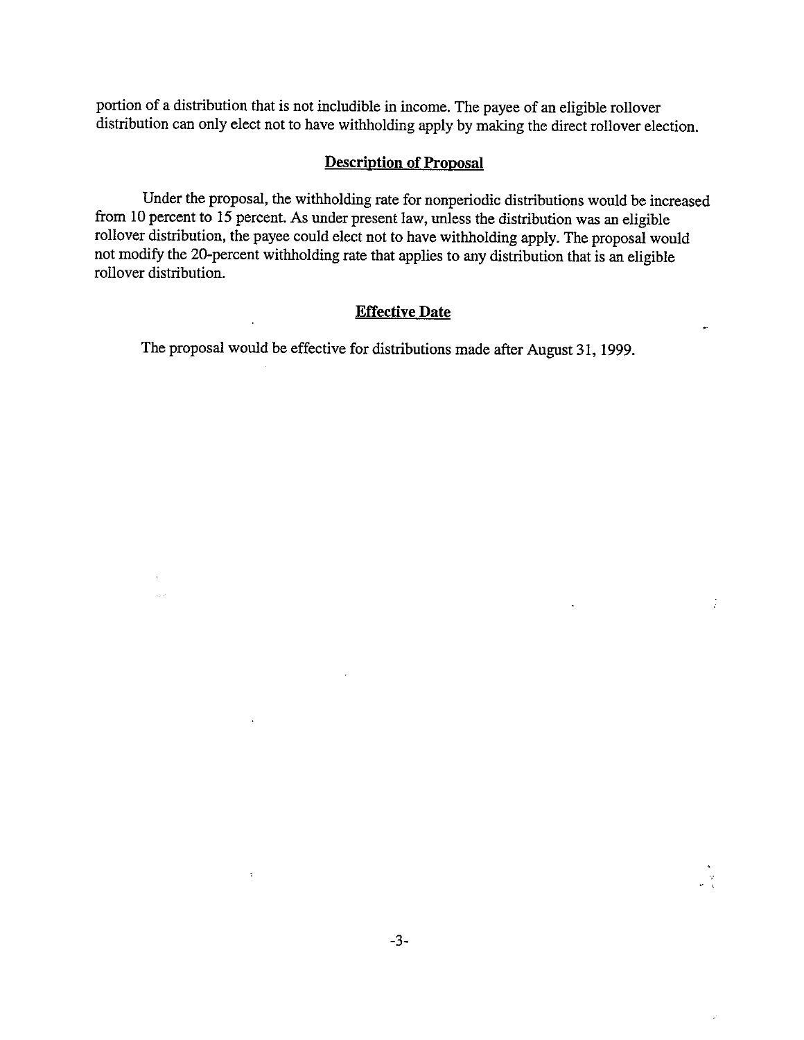portion of a distribution that is not includible in income. The payee of an eligible rollover distribution can only elect not to have withholding apply by making the direct rollover election.

## Description of Proposal

Under the proposal, the withholding rate for nonperiodic distributions would be increased from 10 percent to 15 percent. As under present law, unless the distribution was an eligible rollover distribution, the payee could elect not to have withholding apply. The proposal would not modify the 20-percent withholding rate that applies to any distribution that is an eligible rollover distribution.

## Effective Date

The proposal would be effective for distributions made after August 31, 1999.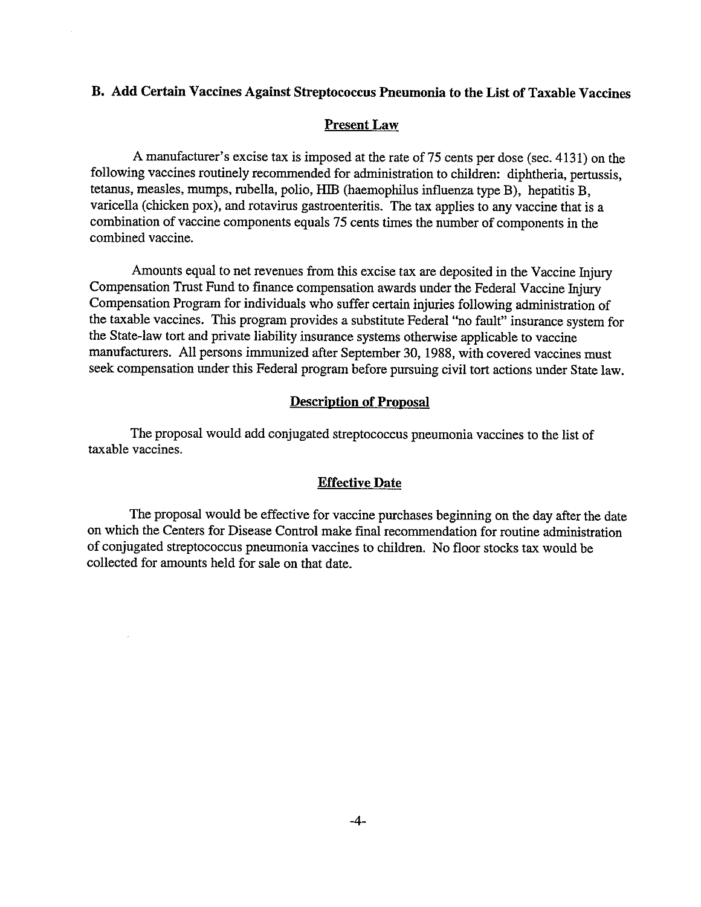## B. Add Certain Vaccines Against Streptococcus Pneumonia to the List of Taxable Vaccines

### Present Law

A manufacturer's excise tax is imposed at the rate of 75 cents per dose (sec. 4131) on the following vaccines routinely recommended for administration to children: diphtheria, pertussis, tetanus, measles, mumps, rubella, polio, HIB (haemophilus influenza type B), hepatitis B, varicella (chicken pox), and rotavirus gastroenteritis. The tax applies to any vaccine that is a combination of vaccine components equals 75 cents times the number of components in the combined vaccine.

Amounts equal to net revenues from this excise tax are deposited in the Vaccine Injury Compensation Trust Fund to finance compensation awards under the Federal Vaccine Injury Compensation Program for individuals who suffer certain injuries following administration of the taxable vaccines. This program provides a substitute Federal "no fault" insurance system for the State-law tort and private liability insurance systems otherwise applicable to vaccine manufacturers. All persons immunized after September 30, 1988, with covered vaccines must seek compensation under this Federal program before pursuing civil tort actions under State law.

### Description of Proposal

The proposal would add conjugated streptococcus pneumonia vaccines to the list of taxable vaccines.

### Effective Date

The proposal would be effective for vaccine purchases beginning on the day after the date on which the Centers for Disease Control make final recommendation for routine administration of conjugated streptococcus pneumonia vaccines to children. No floor stocks tax would be collected for amounts held for sale on that date.